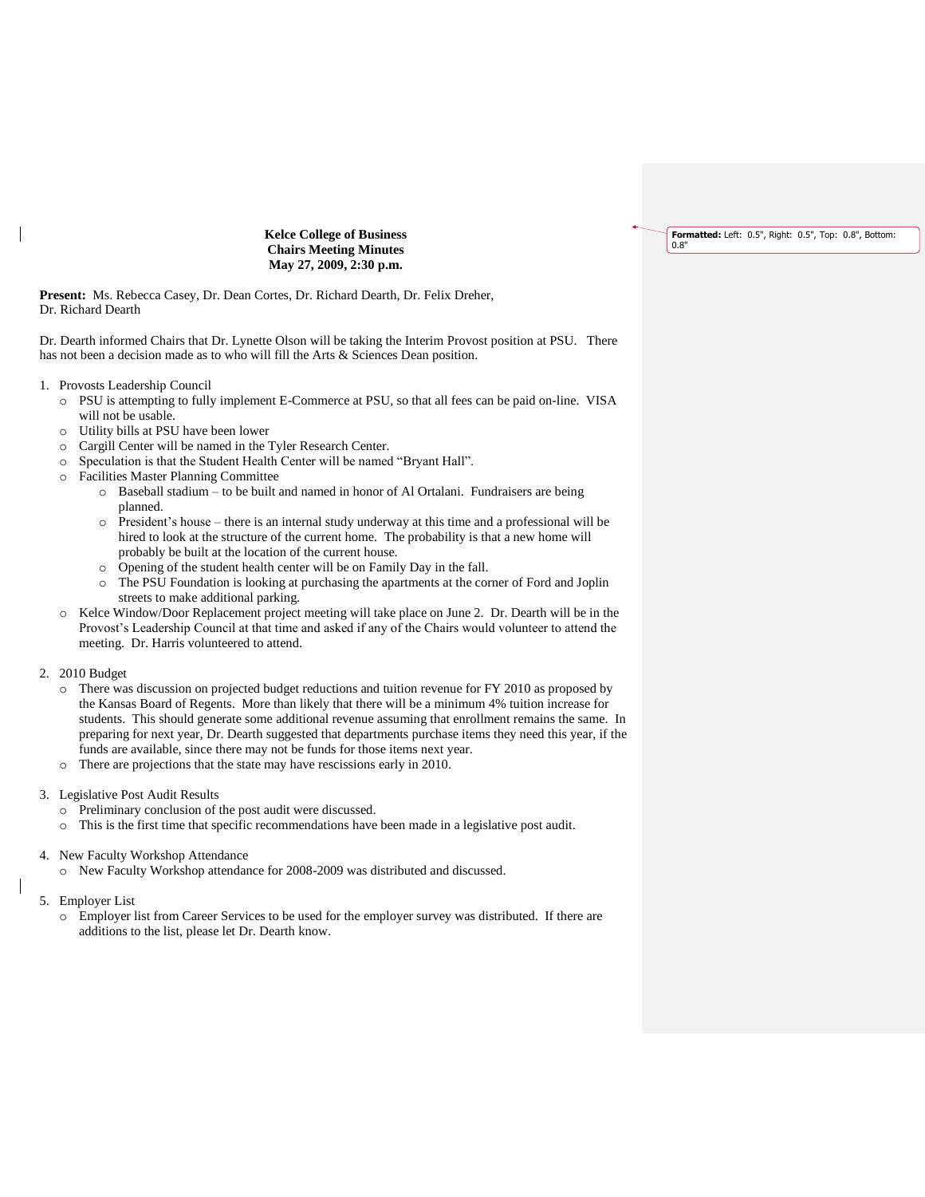**Kelce College of Business**
**Chairs Meeting Minutes**
**May 27, 2009, 2:30 p.m.**

**Present:** Ms. Rebecca Casey, Dr. Dean Cortes, Dr. Richard Dearth, Dr. Felix Dreher, Dr. Richard Dearth

Dr. Dearth informed Chairs that Dr. Lynette Olson will be taking the Interim Provost position at PSU. There has not been a decision made as to who will fill the Arts & Sciences Dean position.

1. Provosts Leadership Council
   - PSU is attempting to fully implement E-Commerce at PSU, so that all fees can be paid on-line. VISA will not be usable.
   - Utility bills at PSU have been lower
   - Cargill Center will be named in the Tyler Research Center.
   - Speculation is that the Student Health Center will be named "Bryant Hall".
   - Facilities Master Planning Committee
     - Baseball stadium – to be built and named in honor of Al Ortalani. Fundraisers are being planned.
     - President's house – there is an internal study underway at this time and a professional will be hired to look at the structure of the current home. The probability is that a new home will probably be built at the location of the current house.
     - Opening of the student health center will be on Family Day in the fall.
     - The PSU Foundation is looking at purchasing the apartments at the corner of Ford and Joplin streets to make additional parking.
   - Kelce Window/Door Replacement project meeting will take place on June 2. Dr. Dearth will be in the Provost's Leadership Council at that time and asked if any of the Chairs would volunteer to attend the meeting. Dr. Harris volunteered to attend.

2. 2010 Budget
   - There was discussion on projected budget reductions and tuition revenue for FY 2010 as proposed by the Kansas Board of Regents. More than likely that there will be a minimum 4% tuition increase for students. This should generate some additional revenue assuming that enrollment remains the same. In preparing for next year, Dr. Dearth suggested that departments purchase items they need this year, if the funds are available, since there may not be funds for those items next year.
   - There are projections that the state may have rescissions early in 2010.

3. Legislative Post Audit Results
   - Preliminary conclusion of the post audit were discussed.
   - This is the first time that specific recommendations have been made in a legislative post audit.

4. New Faculty Workshop Attendance
   - New Faculty Workshop attendance for 2008-2009 was distributed and discussed.

5. Employer List
   - Employer list from Career Services to be used for the employer survey was distributed. If there are additions to the list, please let Dr. Dearth know.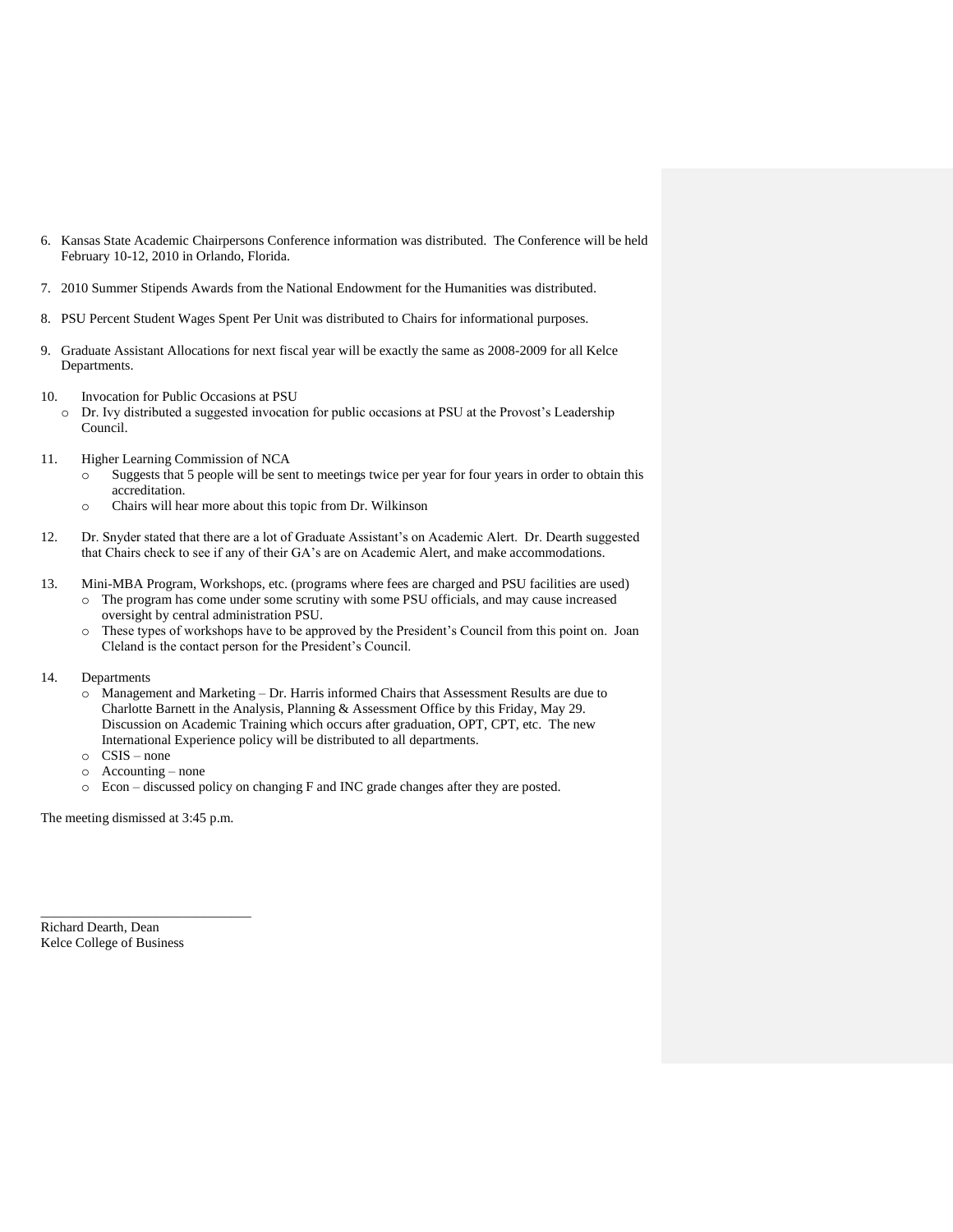6. Kansas State Academic Chairpersons Conference information was distributed. The Conference will be held February 10-12, 2010 in Orlando, Florida.

7. 2010 Summer Stipends Awards from the National Endowment for the Humanities was distributed.

8. PSU Percent Student Wages Spent Per Unit was distributed to Chairs for informational purposes.

9. Graduate Assistant Allocations for next fiscal year will be exactly the same as 2008-2009 for all Kelce Departments.

10. Invocation for Public Occasions at PSU
    - Dr. Ivy distributed a suggested invocation for public occasions at PSU at the Provost's Leadership Council.

11. Higher Learning Commission of NCA
    - Suggests that 5 people will be sent to meetings twice per year for four years in order to obtain this accreditation.
    - Chairs will hear more about this topic from Dr. Wilkinson

12. Dr. Snyder stated that there are a lot of Graduate Assistant's on Academic Alert. Dr. Dearth suggested that Chairs check to see if any of their GA's are on Academic Alert, and make accommodations.

13. Mini-MBA Program, Workshops, etc. (programs where fees are charged and PSU facilities are used)
    - The program has come under some scrutiny with some PSU officials, and may cause increased oversight by central administration PSU.
    - These types of workshops have to be approved by the President's Council from this point on. Joan Cleland is the contact person for the President's Council.

14. Departments
    - Management and Marketing – Dr. Harris informed Chairs that Assessment Results are due to Charlotte Barnett in the Analysis, Planning & Assessment Office by this Friday, May 29. Discussion on Academic Training which occurs after graduation, OPT, CPT, etc. The new International Experience policy will be distributed to all departments.
    - CSIS – none
    - Accounting – none
    - Econ – discussed policy on changing F and INC grade changes after they are posted.

The meeting dismissed at 3:45 p.m.

\_\_\_\_\_\_\_\_\_\_\_\_\_\_\_\_\_\_\_\_\_\_\_\_\_\_\_\_\_\_

Richard Dearth, Dean
Kelce College of Business